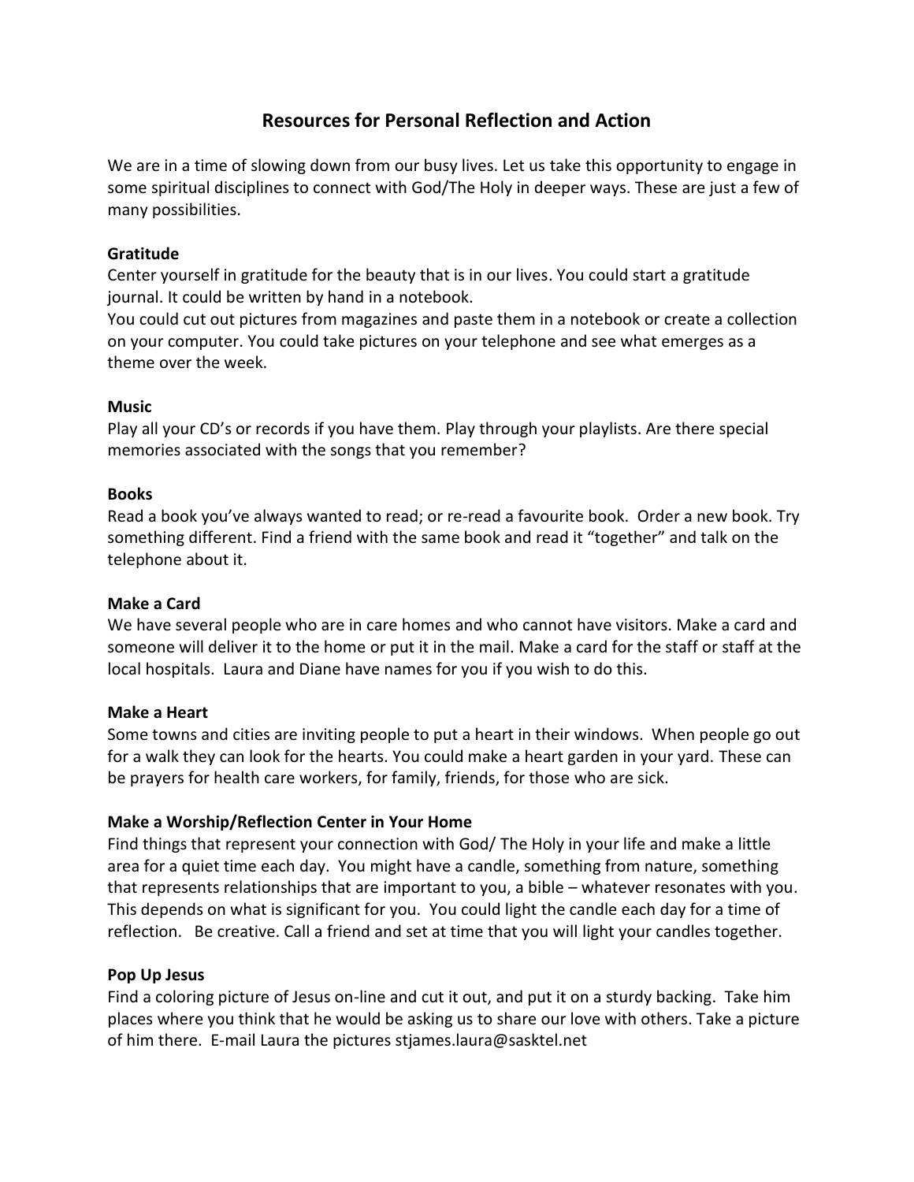# Resources for Personal Reflection and Action

We are in a time of slowing down from our busy lives. Let us take this opportunity to engage in some spiritual disciplines to connect with God/The Holy in deeper ways. These are just a few of many possibilities.

**Gratitude**

Center yourself in gratitude for the beauty that is in our lives. You could start a gratitude journal. It could be written by hand in a notebook.

You could cut out pictures from magazines and paste them in a notebook or create a collection on your computer. You could take pictures on your telephone and see what emerges as a theme over the week.

**Music**

Play all your CD's or records if you have them. Play through your playlists. Are there special memories associated with the songs that you remember?

**Books**

Read a book you've always wanted to read; or re-read a favourite book. Order a new book. Try something different. Find a friend with the same book and read it "together" and talk on the telephone about it.

**Make a Card**

We have several people who are in care homes and who cannot have visitors. Make a card and someone will deliver it to the home or put it in the mail. Make a card for the staff or staff at the local hospitals. Laura and Diane have names for you if you wish to do this.

**Make a Heart**

Some towns and cities are inviting people to put a heart in their windows. When people go out for a walk they can look for the hearts. You could make a heart garden in your yard. These can be prayers for health care workers, for family, friends, for those who are sick.

**Make a Worship/Reflection Center in Your Home**

Find things that represent your connection with God/ The Holy in your life and make a little area for a quiet time each day. You might have a candle, something from nature, something that represents relationships that are important to you, a bible – whatever resonates with you. This depends on what is significant for you. You could light the candle each day for a time of reflection. Be creative. Call a friend and set at time that you will light your candles together.

**Pop Up Jesus**

Find a coloring picture of Jesus on-line and cut it out, and put it on a sturdy backing. Take him places where you think that he would be asking us to share our love with others. Take a picture of him there. E-mail Laura the pictures stjames.laura@sasktel.net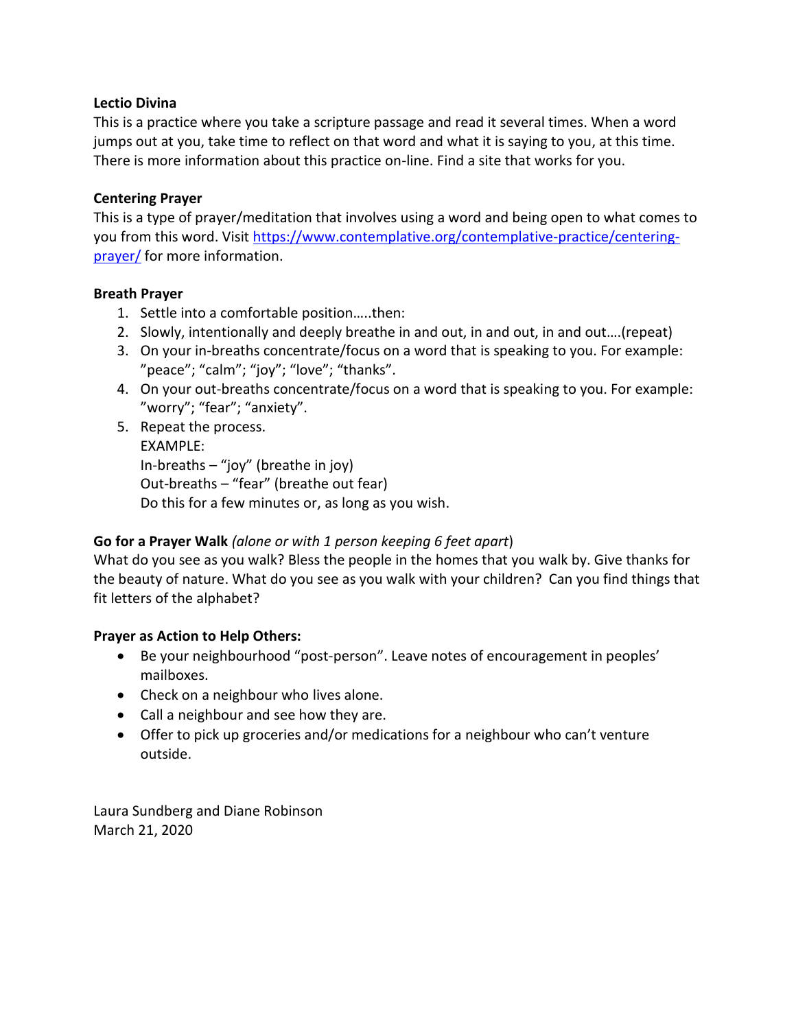**Lectio Divina**

This is a practice where you take a scripture passage and read it several times. When a word jumps out at you, take time to reflect on that word and what it is saying to you, at this time. There is more information about this practice on-line. Find a site that works for you.

**Centering Prayer**

This is a type of prayer/meditation that involves using a word and being open to what comes to you from this word. Visit [https://www.contemplative.org/contemplative-practice/centering-prayer/](https://www.contemplative.org/contemplative-practice/centering-prayer/) for more information.

**Breath Prayer**

1. Settle into a comfortable position…..then:
2. Slowly, intentionally and deeply breathe in and out, in and out, in and out….(repeat)
3. On your in-breaths concentrate/focus on a word that is speaking to you. For example: "peace"; "calm"; "joy"; "love"; "thanks".
4. On your out-breaths concentrate/focus on a word that is speaking to you. For example: "worry"; "fear"; "anxiety".
5. Repeat the process.
   EXAMPLE:
   In-breaths – "joy" (breathe in joy)
   Out-breaths – "fear" (breathe out fear)
   Do this for a few minutes or, as long as you wish.

**Go for a Prayer Walk** *(alone or with 1 person keeping 6 feet apart)*

What do you see as you walk? Bless the people in the homes that you walk by. Give thanks for the beauty of nature. What do you see as you walk with your children? Can you find things that fit letters of the alphabet?

**Prayer as Action to Help Others:**

- Be your neighbourhood "post-person". Leave notes of encouragement in peoples' mailboxes.
- Check on a neighbour who lives alone.
- Call a neighbour and see how they are.
- Offer to pick up groceries and/or medications for a neighbour who can't venture outside.

Laura Sundberg and Diane Robinson
March 21, 2020